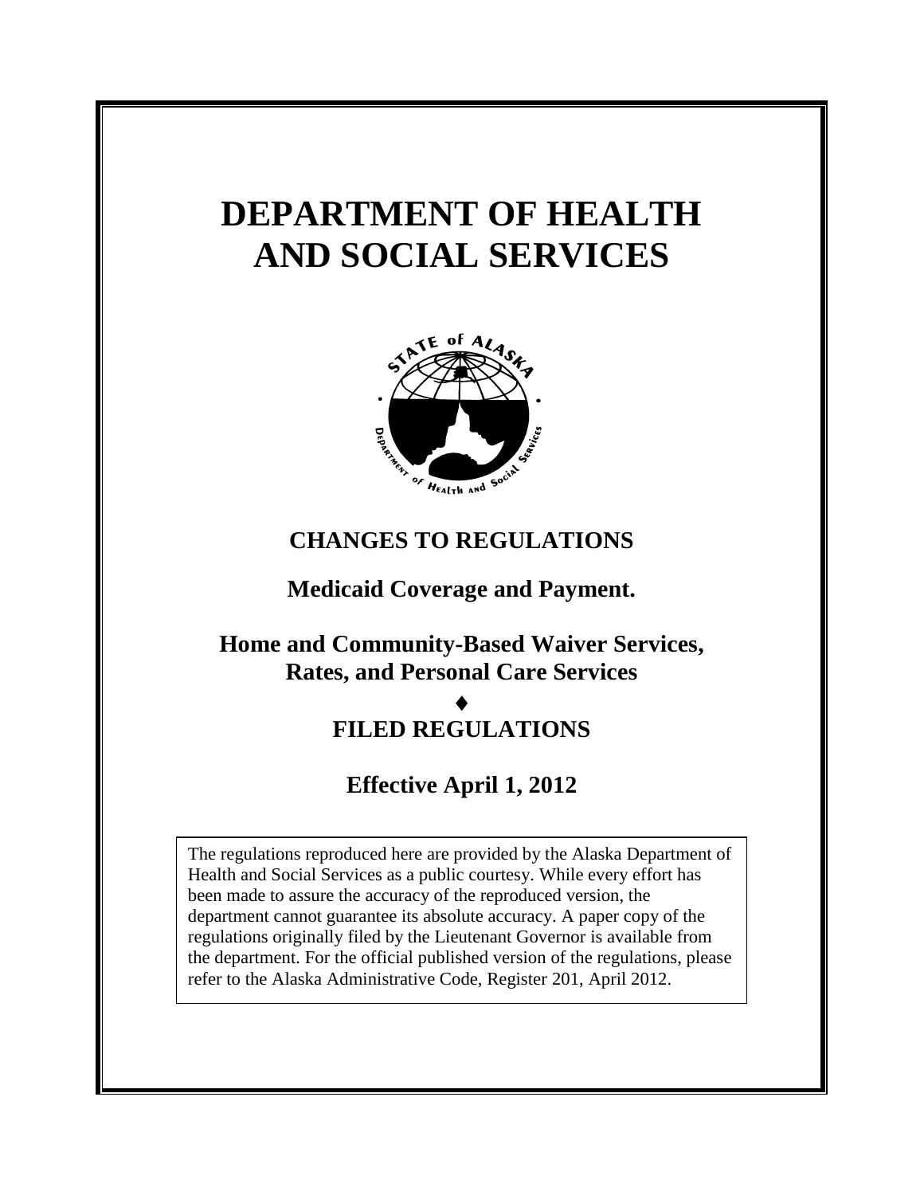# DEPARTMENT OF HEALTH AND SOCIAL SERVICES

## CHANGES TO REGULATIONS

### Medicaid Coverage and Payment.

### Home and Community-Based Waiver Services, Rates, and Personal Care Services

♦

## FILED REGULATIONS

### Effective April 1, 2012

The regulations reproduced here are provided by the Alaska Department of Health and Social Services as a public courtesy. While every effort has been made to assure the accuracy of the reproduced version, the department cannot guarantee its absolute accuracy. A paper copy of the regulations originally filed by the Lieutenant Governor is available from the department. For the official published version of the regulations, please refer to the Alaska Administrative Code, Register 201, April 2012.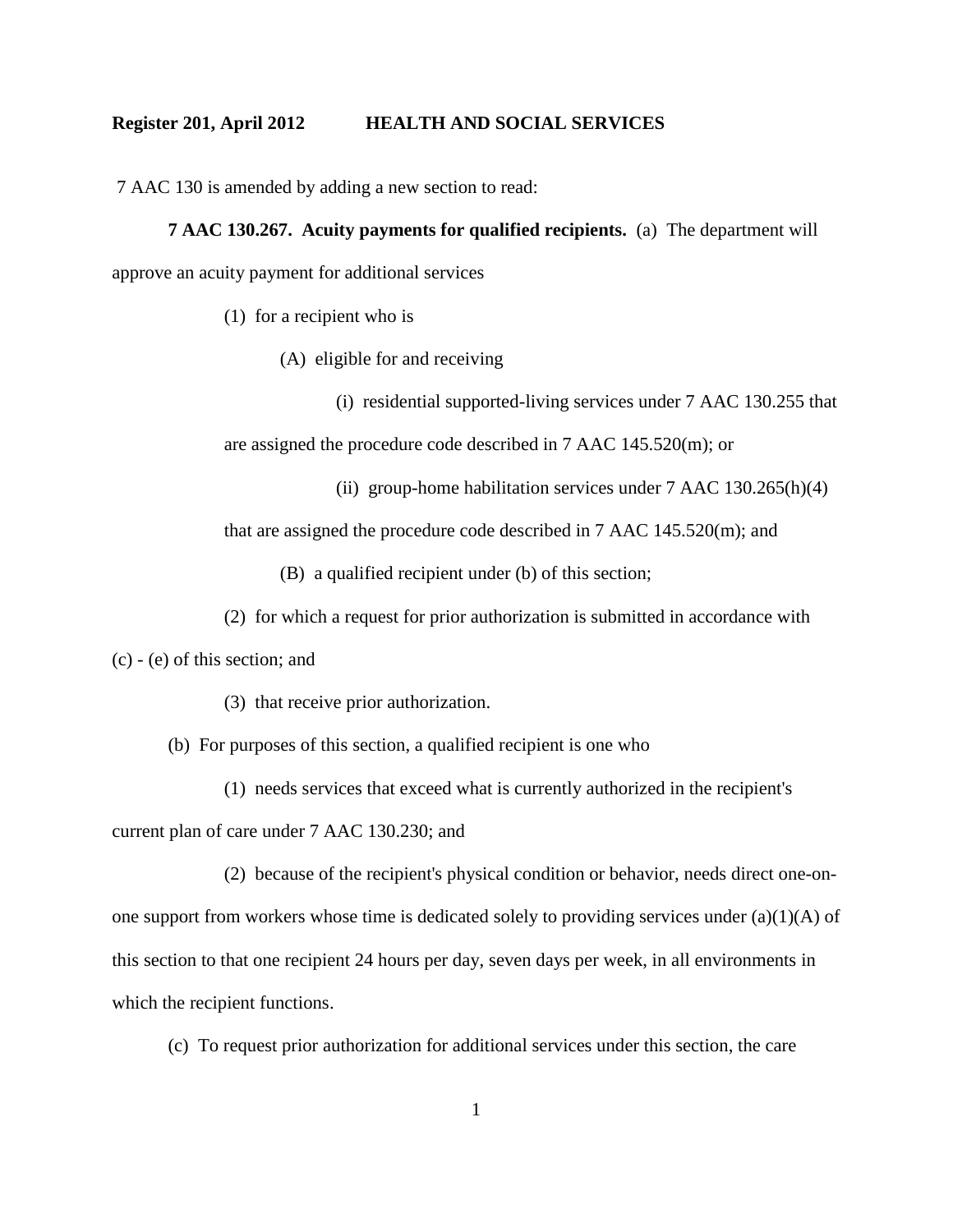7 AAC 130 is amended by adding a new section to read:

**7 AAC 130.267. Acuity payments for qualified recipients.** (a) The department will approve an acuity payment for additional services

(1) for a recipient who is

(A) eligible for and receiving

(i) residential supported-living services under 7 AAC 130.255 that are assigned the procedure code described in 7 AAC 145.520(m); or

(ii) group-home habilitation services under 7 AAC 130.265(h)(4) that are assigned the procedure code described in 7 AAC 145.520(m); and

(B) a qualified recipient under (b) of this section;

(2) for which a request for prior authorization is submitted in accordance with (c) - (e) of this section; and

(3) that receive prior authorization.

(b) For purposes of this section, a qualified recipient is one who

(1) needs services that exceed what is currently authorized in the recipient's current plan of care under 7 AAC 130.230; and

(2) because of the recipient's physical condition or behavior, needs direct one-on-one support from workers whose time is dedicated solely to providing services under (a)(1)(A) of this section to that one recipient 24 hours per day, seven days per week, in all environments in which the recipient functions.

(c) To request prior authorization for additional services under this section, the care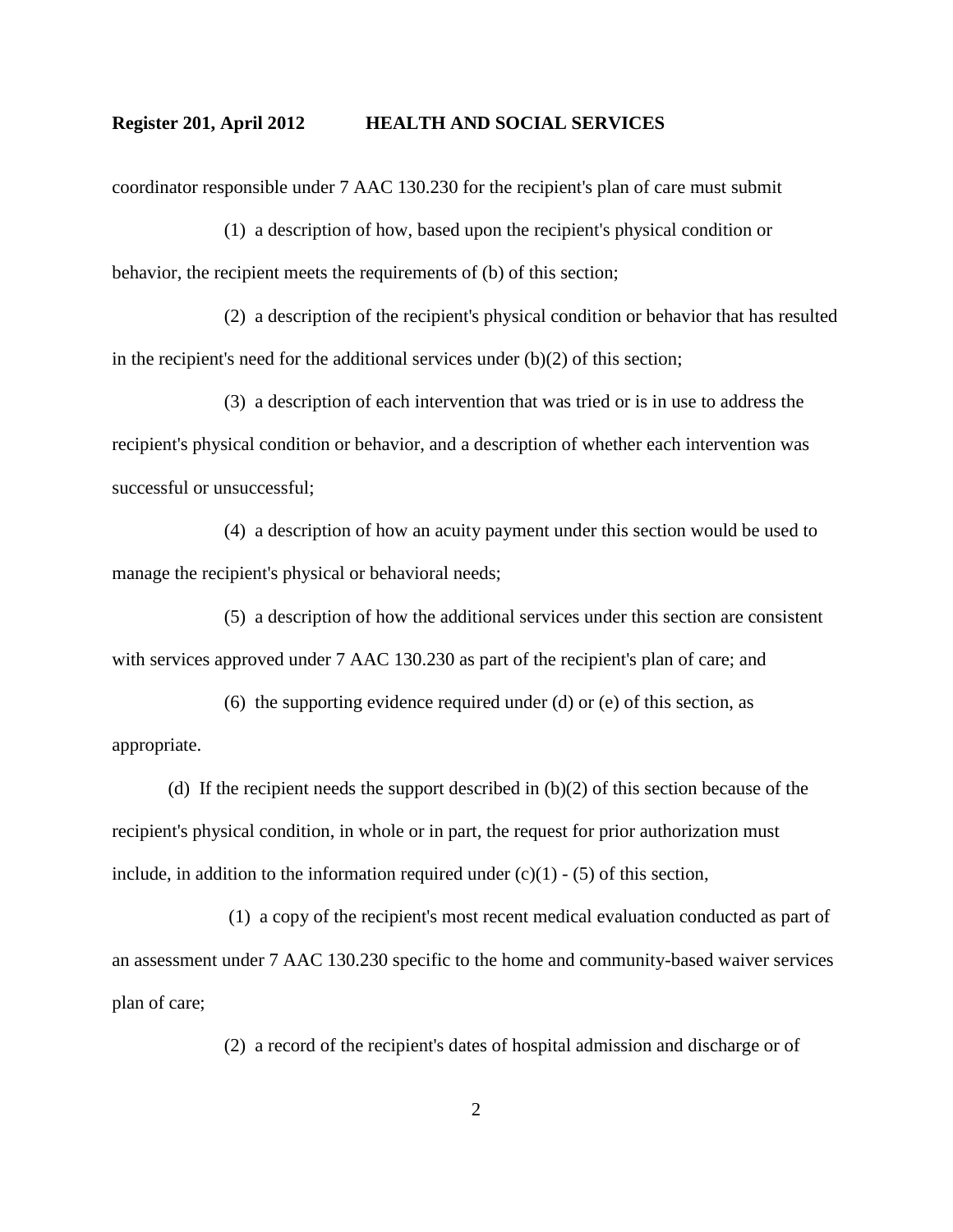coordinator responsible under 7 AAC 130.230 for the recipient's plan of care must submit

(1) a description of how, based upon the recipient's physical condition or behavior, the recipient meets the requirements of (b) of this section;

(2) a description of the recipient's physical condition or behavior that has resulted in the recipient's need for the additional services under (b)(2) of this section;

(3) a description of each intervention that was tried or is in use to address the recipient's physical condition or behavior, and a description of whether each intervention was successful or unsuccessful;

(4) a description of how an acuity payment under this section would be used to manage the recipient's physical or behavioral needs;

(5) a description of how the additional services under this section are consistent with services approved under 7 AAC 130.230 as part of the recipient's plan of care; and

(6) the supporting evidence required under (d) or (e) of this section, as appropriate.

(d) If the recipient needs the support described in (b)(2) of this section because of the recipient's physical condition, in whole or in part, the request for prior authorization must include, in addition to the information required under (c)(1) - (5) of this section,

(1) a copy of the recipient's most recent medical evaluation conducted as part of an assessment under 7 AAC 130.230 specific to the home and community-based waiver services plan of care;

(2) a record of the recipient's dates of hospital admission and discharge or of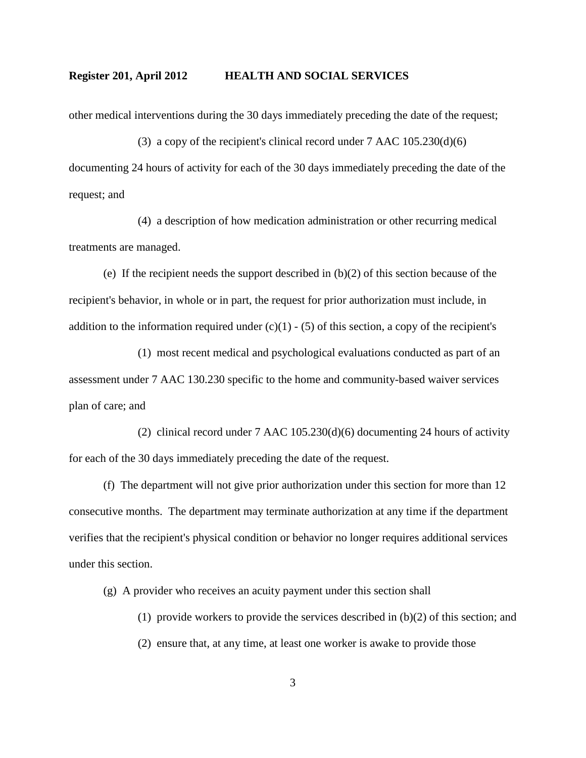other medical interventions during the 30 days immediately preceding the date of the request;

(3) a copy of the recipient's clinical record under 7 AAC 105.230(d)(6) documenting 24 hours of activity for each of the 30 days immediately preceding the date of the request; and

(4) a description of how medication administration or other recurring medical treatments are managed.

(e) If the recipient needs the support described in (b)(2) of this section because of the recipient's behavior, in whole or in part, the request for prior authorization must include, in addition to the information required under (c)(1) - (5) of this section, a copy of the recipient's

(1) most recent medical and psychological evaluations conducted as part of an assessment under 7 AAC 130.230 specific to the home and community-based waiver services plan of care; and

(2) clinical record under 7 AAC 105.230(d)(6) documenting 24 hours of activity for each of the 30 days immediately preceding the date of the request.

(f) The department will not give prior authorization under this section for more than 12 consecutive months. The department may terminate authorization at any time if the department verifies that the recipient's physical condition or behavior no longer requires additional services under this section.

(g) A provider who receives an acuity payment under this section shall

(1) provide workers to provide the services described in (b)(2) of this section; and

(2) ensure that, at any time, at least one worker is awake to provide those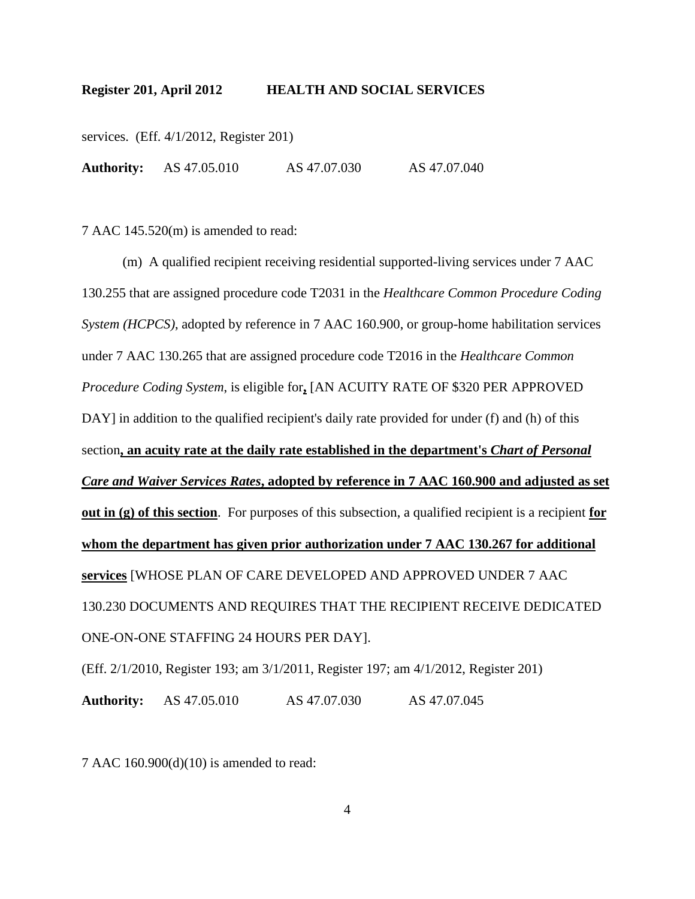services. (Eff. 4/1/2012, Register 201)

**Authority:** AS 47.05.010 AS 47.07.030 AS 47.07.040

7 AAC 145.520(m) is amended to read:

(m) A qualified recipient receiving residential supported-living services under 7 AAC 130.255 that are assigned procedure code T2031 in the *Healthcare Common Procedure Coding System (HCPCS)*, adopted by reference in 7 AAC 160.900, or group-home habilitation services under 7 AAC 130.265 that are assigned procedure code T2016 in the *Healthcare Common Procedure Coding System*, is eligible for**,** [AN ACUITY RATE OF $320 PER APPROVED DAY] in addition to the qualified recipient's daily rate provided for under (f) and (h) of this section**, an acuity rate at the daily rate established in the department's *Chart of Personal Care and Waiver Services Rates*, adopted by reference in 7 AAC 160.900 and adjusted as set out in (g) of this section**. For purposes of this subsection, a qualified recipient is a recipient **for whom the department has given prior authorization under 7 AAC 130.267 for additional services** [WHOSE PLAN OF CARE DEVELOPED AND APPROVED UNDER 7 AAC 130.230 DOCUMENTS AND REQUIRES THAT THE RECIPIENT RECEIVE DEDICATED ONE-ON-ONE STAFFING 24 HOURS PER DAY].

(Eff. 2/1/2010, Register 193; am 3/1/2011, Register 197; am 4/1/2012, Register 201)

**Authority:** AS 47.05.010 AS 47.07.030 AS 47.07.045

7 AAC 160.900(d)(10) is amended to read: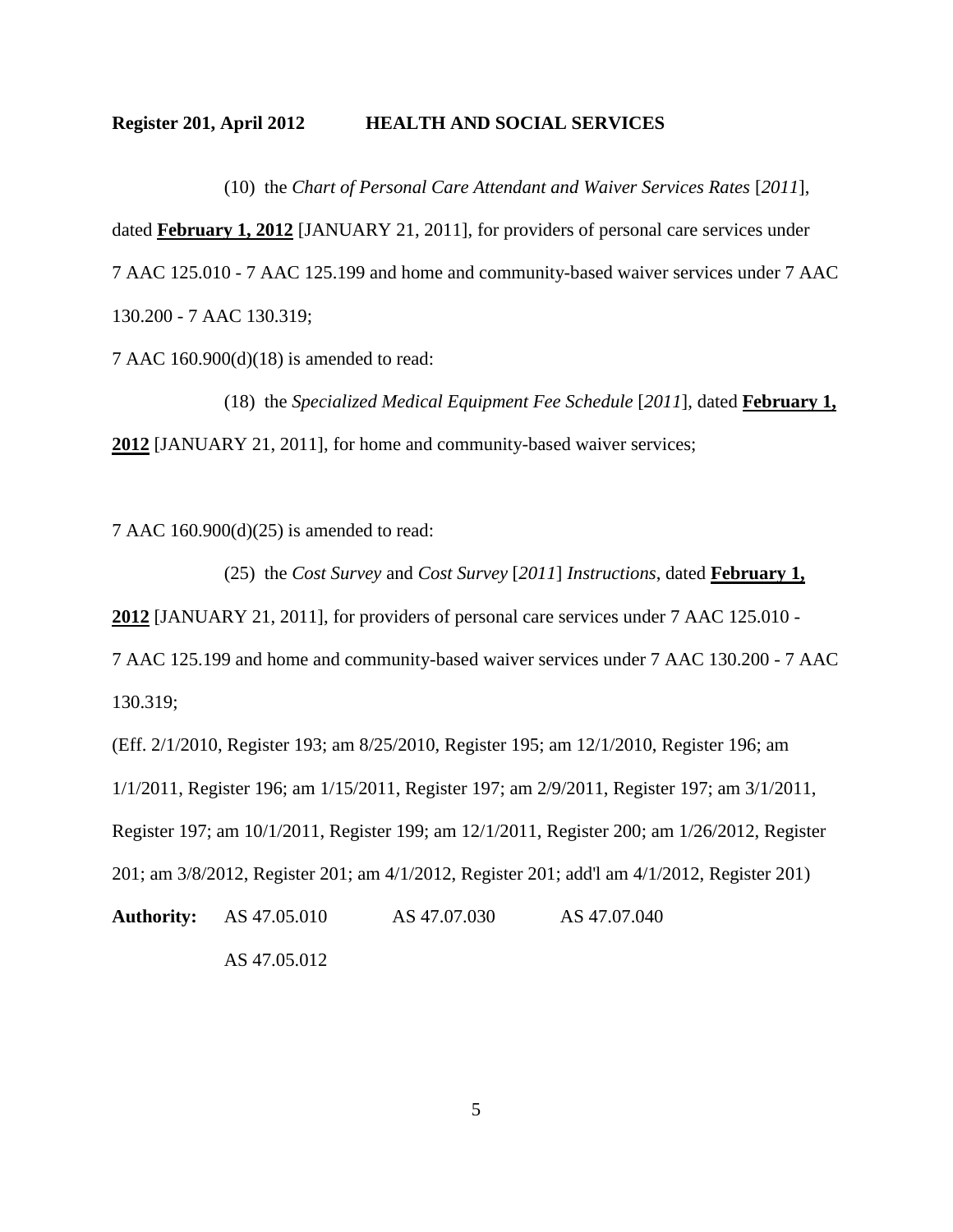(10) the *Chart of Personal Care Attendant and Waiver Services Rates* [*2011*], dated **February 1, 2012** [JANUARY 21, 2011], for providers of personal care services under 7 AAC 125.010 - 7 AAC 125.199 and home and community-based waiver services under 7 AAC 130.200 - 7 AAC 130.319;

7 AAC 160.900(d)(18) is amended to read:

(18) the *Specialized Medical Equipment Fee Schedule* [*2011*], dated **February 1, 2012** [JANUARY 21, 2011], for home and community-based waiver services;

7 AAC 160.900(d)(25) is amended to read:

(25) the *Cost Survey* and *Cost Survey* [*2011*] *Instructions*, dated **February 1, 2012** [JANUARY 21, 2011], for providers of personal care services under 7 AAC 125.010 - 7 AAC 125.199 and home and community-based waiver services under 7 AAC 130.200 - 7 AAC 130.319;

(Eff. 2/1/2010, Register 193; am 8/25/2010, Register 195; am 12/1/2010, Register 196; am 1/1/2011, Register 196; am 1/15/2011, Register 197; am 2/9/2011, Register 197; am 3/1/2011, Register 197; am 10/1/2011, Register 199; am 12/1/2011, Register 200; am 1/26/2012, Register 201; am 3/8/2012, Register 201; am 4/1/2012, Register 201; add'l am 4/1/2012, Register 201)

**Authority:** AS 47.05.010 AS 47.07.030 AS 47.07.040

AS 47.05.012